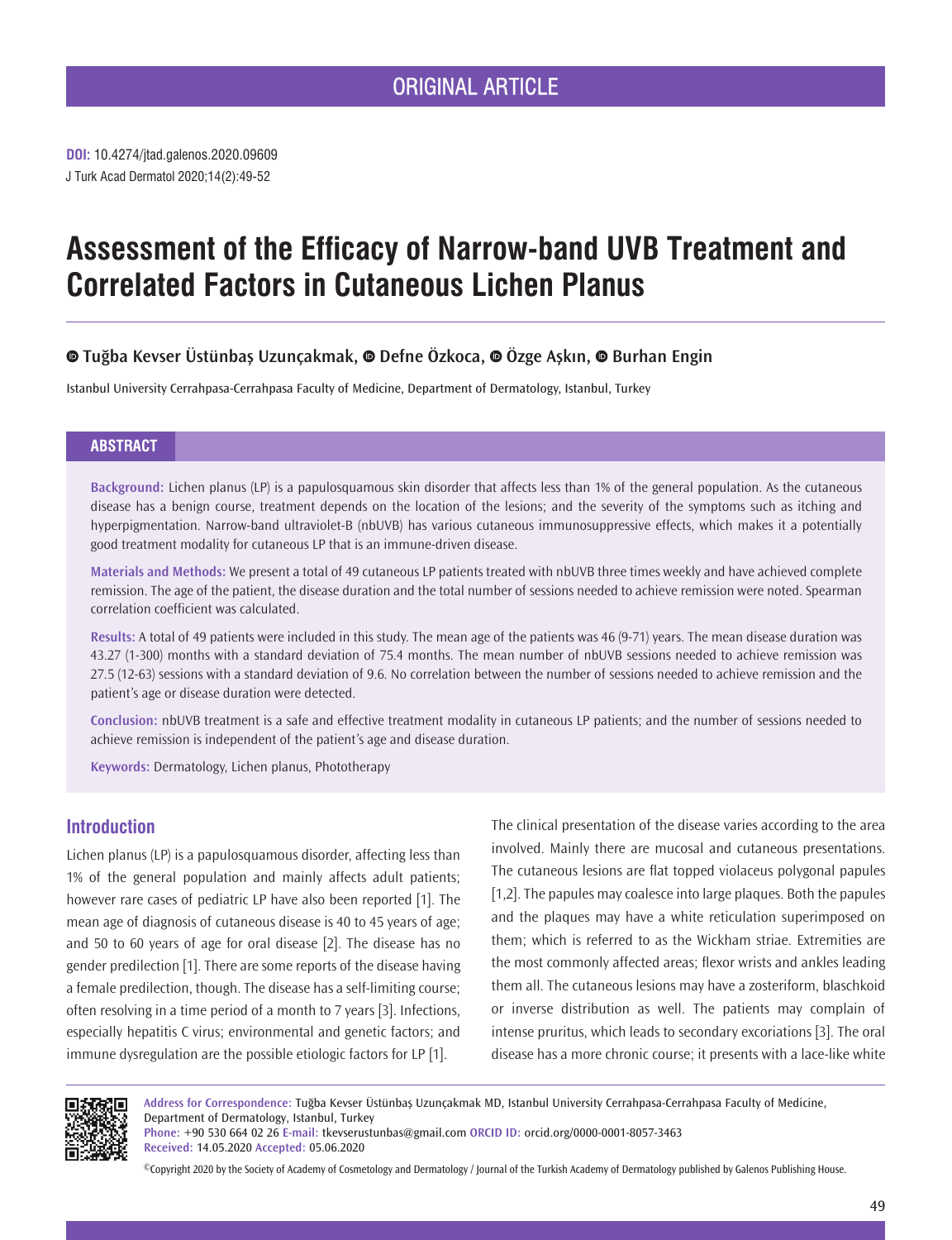ORIGINAL ARTICLE

**DOI:** 10.4274/jtad.galenos.2020.09609

# Assessment of the Efficacy of Narrow-band UVB Treatment and Correlated Factors in Cutaneous Lichen Planus

**Tuğba Kevser Üstünbaş Uzunçakmak, Defne Özkoca, Özge Aşkın, Burhan Engin**

Istanbul University Cerrahpasa-Cerrahpasa Faculty of Medicine, Department of Dermatology, Istanbul, Turkey

## ABSTRACT

**Background:** Lichen planus (LP) is a papulosquamous skin disorder that affects less than 1% of the general population. As the cutaneous disease has a benign course, treatment depends on the location of the lesions; and the severity of the symptoms such as itching and hyperpigmentation. Narrow-band ultraviolet-B (nbUVB) has various cutaneous immunosuppressive effects, which makes it a potentially good treatment modality for cutaneous LP that is an immune-driven disease.

**Materials and Methods:** We present a total of 49 cutaneous LP patients treated with nbUVB three times weekly and have achieved complete remission. The age of the patient, the disease duration and the total number of sessions needed to achieve remission were noted. Spearman correlation coefficient was calculated.

**Results:** A total of 49 patients were included in this study. The mean age of the patients was 46 (9-71) years. The mean disease duration was 43.27 (1-300) months with a standard deviation of 75.4 months. The mean number of nbUVB sessions needed to achieve remission was 27.5 (12-63) sessions with a standard deviation of 9.6. No correlation between the number of sessions needed to achieve remission and the patient's age or disease duration were detected.

**Conclusion:** nbUVB treatment is a safe and effective treatment modality in cutaneous LP patients; and the number of sessions needed to achieve remission is independent of the patient's age and disease duration.

**Keywords:** Dermatology, Lichen planus, Phototherapy

## Introduction

Lichen planus (LP) is a papulosquamous disorder, affecting less than 1% of the general population and mainly affects adult patients; however rare cases of pediatric LP have also been reported [1]. The mean age of diagnosis of cutaneous disease is 40 to 45 years of age; and 50 to 60 years of age for oral disease [2]. The disease has no gender predilection [1]. There are some reports of the disease having a female predilection, though. The disease has a self-limiting course; often resolving in a time period of a month to 7 years [3]. Infections, especially hepatitis C virus; environmental and genetic factors; and immune dysregulation are the possible etiologic factors for LP [1].

The clinical presentation of the disease varies according to the area involved. Mainly there are mucosal and cutaneous presentations. The cutaneous lesions are flat topped violaceus polygonal papules [1,2]. The papules may coalesce into large plaques. Both the papules and the plaques may have a white reticulation superimposed on them; which is referred to as the Wickham striae. Extremities are the most commonly affected areas; flexor wrists and ankles leading them all. The cutaneous lesions may have a zosteriform, blaschkoid or inverse distribution as well. The patients may complain of intense pruritus, which leads to secondary excoriations [3]. The oral disease has a more chronic course; it presents with a lace-like white

**Address for Correspondence:** Tuğba Kevser Üstünbaş Uzunçakmak MD, Istanbul University Cerrahpasa-Cerrahpasa Faculty of Medicine, Department of Dermatology, Istanbul, Turkey
**Phone:** +90 530 664 02 26 **E-mail:** tkevserustunbas@gmail.com **ORCID ID:** orcid.org/0000-0001-8057-3463
**Received:** 14.05.2020 **Accepted:** 05.06.2020

©Copyright 2020 by the Society of Academy of Cosmetology and Dermatology / Journal of the Turkish Academy of Dermatology published by Galenos Publishing House.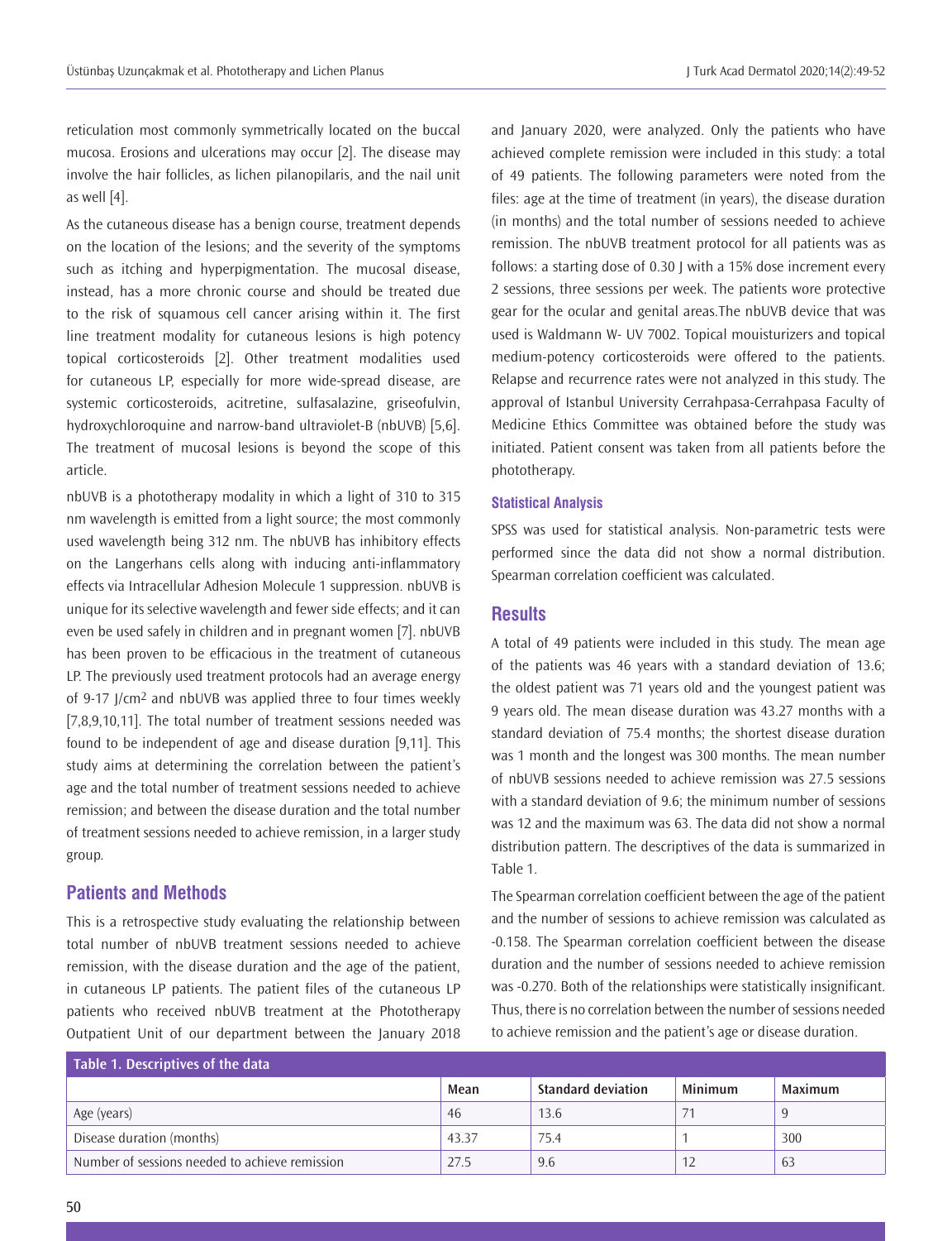reticulation most commonly symmetrically located on the buccal mucosa. Erosions and ulcerations may occur [2]. The disease may involve the hair follicles, as lichen pilanopilaris, and the nail unit as well [4].

As the cutaneous disease has a benign course, treatment depends on the location of the lesions; and the severity of the symptoms such as itching and hyperpigmentation. The mucosal disease, instead, has a more chronic course and should be treated due to the risk of squamous cell cancer arising within it. The first line treatment modality for cutaneous lesions is high potency topical corticosteroids [2]. Other treatment modalities used for cutaneous LP, especially for more wide-spread disease, are systemic corticosteroids, acitretine, sulfasalazine, griseofulvin, hydroxychloroquine and narrow-band ultraviolet-B (nbUVB) [5,6]. The treatment of mucosal lesions is beyond the scope of this article.

nbUVB is a phototherapy modality in which a light of 310 to 315 nm wavelength is emitted from a light source; the most commonly used wavelength being 312 nm. The nbUVB has inhibitory effects on the Langerhans cells along with inducing anti-inflammatory effects via Intracellular Adhesion Molecule 1 suppression. nbUVB is unique for its selective wavelength and fewer side effects; and it can even be used safely in children and in pregnant women [7]. nbUVB has been proven to be efficacious in the treatment of cutaneous LP. The previously used treatment protocols had an average energy of 9-17 J/cm$^2$ and nbUVB was applied three to four times weekly [7,8,9,10,11]. The total number of treatment sessions needed was found to be independent of age and disease duration [9,11]. This study aims at determining the correlation between the patient's age and the total number of treatment sessions needed to achieve remission; and between the disease duration and the total number of treatment sessions needed to achieve remission, in a larger study group.

## Patients and Methods

This is a retrospective study evaluating the relationship between total number of nbUVB treatment sessions needed to achieve remission, with the disease duration and the age of the patient, in cutaneous LP patients. The patient files of the cutaneous LP patients who received nbUVB treatment at the Phototherapy Outpatient Unit of our department between the January 2018 and January 2020, were analyzed. Only the patients who have achieved complete remission were included in this study: a total of 49 patients. The following parameters were noted from the files: age at the time of treatment (in years), the disease duration (in months) and the total number of sessions needed to achieve remission. The nbUVB treatment protocol for all patients was as follows: a starting dose of 0.30 J with a 15% dose increment every 2 sessions, three sessions per week. The patients wore protective gear for the ocular and genital areas.The nbUVB device that was used is Waldmann W- UV 7002. Topical mouisturizers and topical medium-potency corticosteroids were offered to the patients. Relapse and recurrence rates were not analyzed in this study. The approval of Istanbul University Cerrahpasa-Cerrahpasa Faculty of Medicine Ethics Committee was obtained before the study was initiated. Patient consent was taken from all patients before the phototherapy.

### Statistical Analysis

SPSS was used for statistical analysis. Non-parametric tests were performed since the data did not show a normal distribution. Spearman correlation coefficient was calculated.

## Results

A total of 49 patients were included in this study. The mean age of the patients was 46 years with a standard deviation of 13.6; the oldest patient was 71 years old and the youngest patient was 9 years old. The mean disease duration was 43.27 months with a standard deviation of 75.4 months; the shortest disease duration was 1 month and the longest was 300 months. The mean number of nbUVB sessions needed to achieve remission was 27.5 sessions with a standard deviation of 9.6; the minimum number of sessions was 12 and the maximum was 63. The data did not show a normal distribution pattern. The descriptives of the data is summarized in Table 1.

The Spearman correlation coefficient between the age of the patient and the number of sessions to achieve remission was calculated as -0.158. The Spearman correlation coefficient between the disease duration and the number of sessions needed to achieve remission was -0.270. Both of the relationships were statistically insignificant. Thus, there is no correlation between the number of sessions needed to achieve remission and the patient's age or disease duration.

**Table 1. Descriptives of the data**

| | Mean | Standard deviation | Minimum | Maximum |
|---|---|---|---|---|
| Age (years) | 46 | 13.6 | 71 | 9 |
| Disease duration (months) | 43.37 | 75.4 | 1 | 300 |
| Number of sessions needed to achieve remission | 27.5 | 9.6 | 12 | 63 |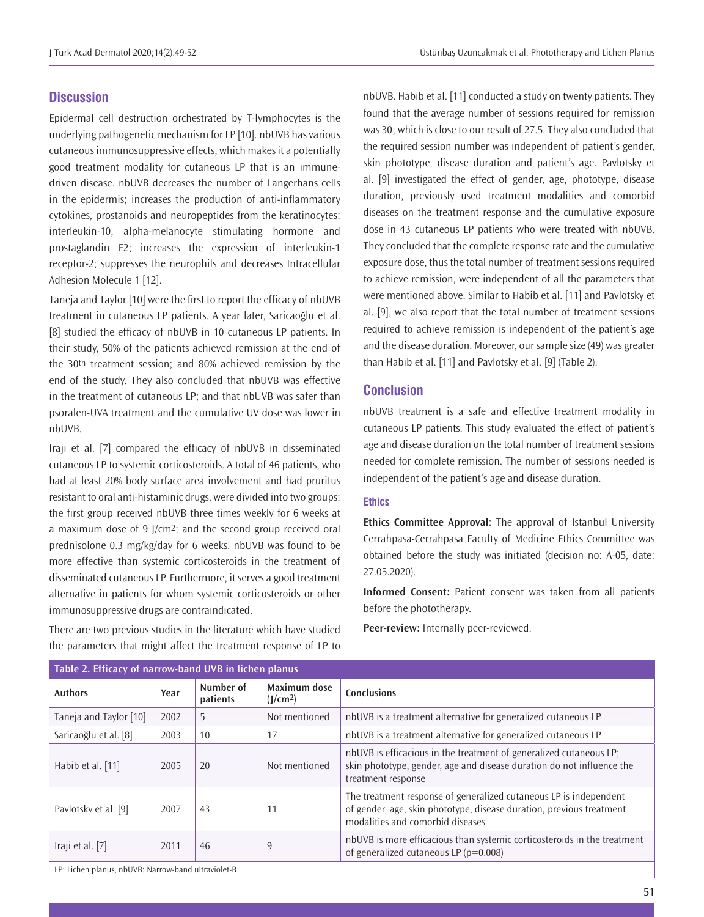## Discussion

Epidermal cell destruction orchestrated by T-lymphocytes is the underlying pathogenetic mechanism for LP [10]. nbUVB has various cutaneous immunosuppressive effects, which makes it a potentially good treatment modality for cutaneous LP that is an immune-driven disease. nbUVB decreases the number of Langerhans cells in the epidermis; increases the production of anti-inflammatory cytokines, prostanoids and neuropeptides from the keratinocytes: interleukin-10, alpha-melanocyte stimulating hormone and prostaglandin E2; increases the expression of interleukin-1 receptor-2; suppresses the neurophils and decreases Intracellular Adhesion Molecule 1 [12].

Taneja and Taylor [10] were the first to report the efficacy of nbUVB treatment in cutaneous LP patients. A year later, Saricaoğlu et al. [8] studied the efficacy of nbUVB in 10 cutaneous LP patients. In their study, 50% of the patients achieved remission at the end of the 30th treatment session; and 80% achieved remission by the end of the study. They also concluded that nbUVB was effective in the treatment of cutaneous LP; and that nbUVB was safer than psoralen-UVA treatment and the cumulative UV dose was lower in nbUVB.

Iraji et al. [7] compared the efficacy of nbUVB in disseminated cutaneous LP to systemic corticosteroids. A total of 46 patients, who had at least 20% body surface area involvement and had pruritus resistant to oral anti-histaminic drugs, were divided into two groups: the first group received nbUVB three times weekly for 6 weeks at a maximum dose of 9 J/cm$^2$; and the second group received oral prednisolone 0.3 mg/kg/day for 6 weeks. nbUVB was found to be more effective than systemic corticosteroids in the treatment of disseminated cutaneous LP. Furthermore, it serves a good treatment alternative in patients for whom systemic corticosteroids or other immunosuppressive drugs are contraindicated.

There are two previous studies in the literature which have studied the parameters that might affect the treatment response of LP to nbUVB. Habib et al. [11] conducted a study on twenty patients. They found that the average number of sessions required for remission was 30; which is close to our result of 27.5. They also concluded that the required session number was independent of patient's gender, skin phototype, disease duration and patient's age. Pavlotsky et al. [9] investigated the effect of gender, age, phototype, disease duration, previously used treatment modalities and comorbid diseases on the treatment response and the cumulative exposure dose in 43 cutaneous LP patients who were treated with nbUVB. They concluded that the complete response rate and the cumulative exposure dose, thus the total number of treatment sessions required to achieve remission, were independent of all the parameters that were mentioned above. Similar to Habib et al. [11] and Pavlotsky et al. [9], we also report that the total number of treatment sessions required to achieve remission is independent of the patient's age and the disease duration. Moreover, our sample size (49) was greater than Habib et al. [11] and Pavlotsky et al. [9] (Table 2).

## Conclusion

nbUVB treatment is a safe and effective treatment modality in cutaneous LP patients. This study evaluated the effect of patient's age and disease duration on the total number of treatment sessions needed for complete remission. The number of sessions needed is independent of the patient's age and disease duration.

### Ethics

**Ethics Committee Approval:** The approval of Istanbul University Cerrahpasa-Cerrahpasa Faculty of Medicine Ethics Committee was obtained before the study was initiated (decision no: A-05, date: 27.05.2020).

**Informed Consent:** Patient consent was taken from all patients before the phototherapy.

**Peer-review:** Internally peer-reviewed.

**Table 2. Efficacy of narrow-band UVB in lichen planus**

| Authors | Year | Number of patients | Maximum dose (J/cm$^2$) | Conclusions |
|---|---|---|---|---|
| Taneja and Taylor [10] | 2002 | 5 | Not mentioned | nbUVB is a treatment alternative for generalized cutaneous LP |
| Saricaoğlu et al. [8] | 2003 | 10 | 17 | nbUVB is a treatment alternative for generalized cutaneous LP |
| Habib et al. [11] | 2005 | 20 | Not mentioned | nbUVB is efficacious in the treatment of generalized cutaneous LP; skin phototype, gender, age and disease duration do not influence the treatment response |
| Pavlotsky et al. [9] | 2007 | 43 | 11 | The treatment response of generalized cutaneous LP is independent of gender, age, skin phototype, disease duration, previous treatment modalities and comorbid diseases |
| Iraji et al. [7] | 2011 | 46 | 9 | nbUVB is more efficacious than systemic corticosteroids in the treatment of generalized cutaneous LP ($p=0.008$) |

LP: Lichen planus, nbUVB: Narrow-band ultraviolet-B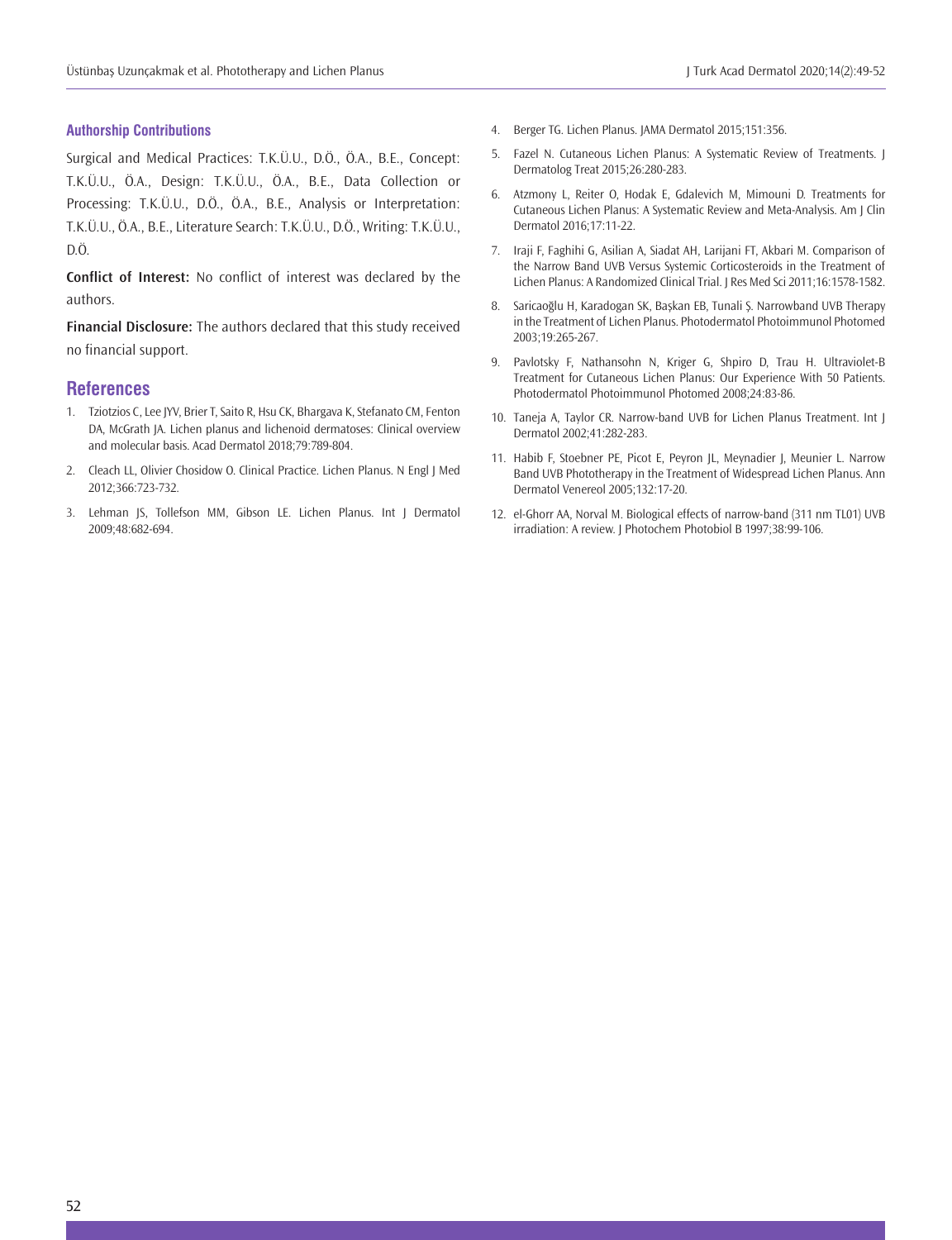### Authorship Contributions

Surgical and Medical Practices: T.K.Ü.U., D.Ö., Ö.A., B.E., Concept: T.K.Ü.U., Ö.A., Design: T.K.Ü.U., Ö.A., B.E., Data Collection or Processing: T.K.Ü.U., D.Ö., Ö.A., B.E., Analysis or Interpretation: T.K.Ü.U., Ö.A., B.E., Literature Search: T.K.Ü.U., D.Ö., Writing: T.K.Ü.U., D.Ö.

**Conflict of Interest:** No conflict of interest was declared by the authors.

**Financial Disclosure:** The authors declared that this study received no financial support.

## References

1. Tziotzios C, Lee JYV, Brier T, Saito R, Hsu CK, Bhargava K, Stefanato CM, Fenton DA, McGrath JA. Lichen planus and lichenoid dermatoses: Clinical overview and molecular basis. Acad Dermatol 2018;79:789-804.
2. Cleach LL, Olivier Chosidow O. Clinical Practice. Lichen Planus. N Engl J Med 2012;366:723-732.
3. Lehman JS, Tollefson MM, Gibson LE. Lichen Planus. Int J Dermatol 2009;48:682-694.
4. Berger TG. Lichen Planus. JAMA Dermatol 2015;151:356.
5. Fazel N. Cutaneous Lichen Planus: A Systematic Review of Treatments. J Dermatolog Treat 2015;26:280-283.
6. Atzmony L, Reiter O, Hodak E, Gdalevich M, Mimouni D. Treatments for Cutaneous Lichen Planus: A Systematic Review and Meta-Analysis. Am J Clin Dermatol 2016;17:11-22.
7. Iraji F, Faghihi G, Asilian A, Siadat AH, Larijani FT, Akbari M. Comparison of the Narrow Band UVB Versus Systemic Corticosteroids in the Treatment of Lichen Planus: A Randomized Clinical Trial. J Res Med Sci 2011;16:1578-1582.
8. Saricaoğlu H, Karadogan SK, Başkan EB, Tunali Ş. Narrowband UVB Therapy in the Treatment of Lichen Planus. Photodermatol Photoimmunol Photomed 2003;19:265-267.
9. Pavlotsky F, Nathansohn N, Kriger G, Shpiro D, Trau H. Ultraviolet-B Treatment for Cutaneous Lichen Planus: Our Experience With 50 Patients. Photodermatol Photoimmunol Photomed 2008;24:83-86.
10. Taneja A, Taylor CR. Narrow-band UVB for Lichen Planus Treatment. Int J Dermatol 2002;41:282-283.
11. Habib F, Stoebner PE, Picot E, Peyron JL, Meynadier J, Meunier L. Narrow Band UVB Phototherapy in the Treatment of Widespread Lichen Planus. Ann Dermatol Venereol 2005;132:17-20.
12. el-Ghorr AA, Norval M. Biological effects of narrow-band (311 nm TL01) UVB irradiation: A review. J Photochem Photobiol B 1997;38:99-106.